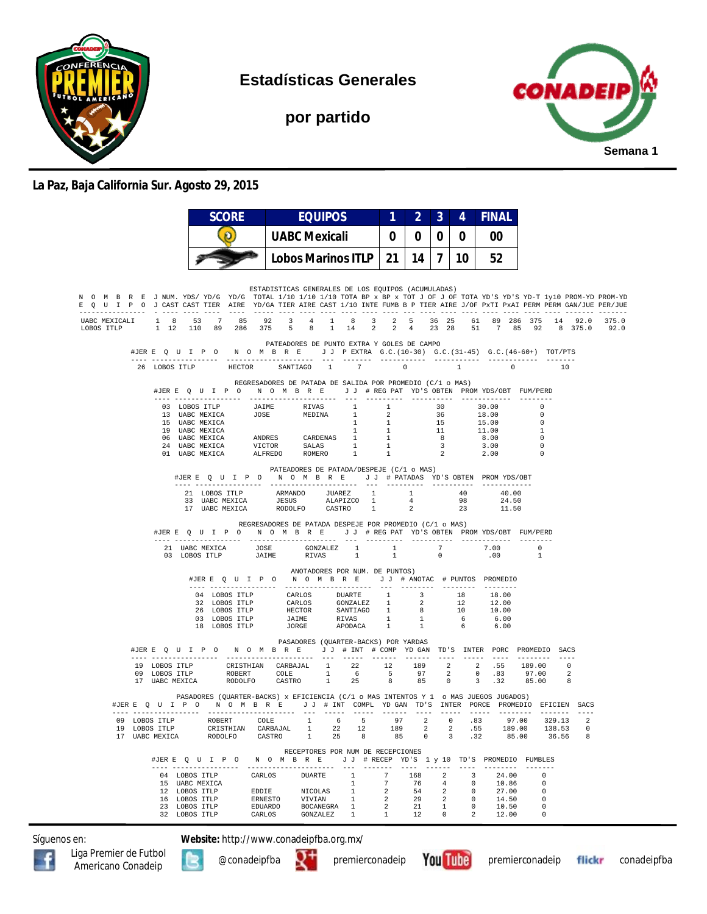# Estadísticas Generales

## por partido

Semana 1

**La Paz, Baja California Sur. Agosto 29, 2015**

| SCORE | EQUIPOS | 1 | 2 | 3 | 4 | FINAL |
|---|---|---|---|---|---|---|
| | UABC Mexicali | 0 | 0 | 0 | 0 | 00 |
| | Lobos Marinos ITLP | 21 | 14 | 7 | 10 | 52 |

### ESTADISTICAS GENERALES DE LOS EQUIPOS (ACUMULADAS)

| NOMBRE EQUIPO | J J | NUM. CAST | YDS/ CAST | YD/G TIER | YD/G AIRE | TOTAL YD/GA | 1/10 TIER | 1/10 AIRE | 1/10 CAST | TOTA 1/10 | BP x INTE | BP x FUMB | TOT B P | J OF TIER | J OF AIRE | TOTA J/OF | YD'S PxTI | YD'S PxAI | YD-T PERM | 1y10 PERM | PROM-YD GAN/JUE | PROM-YD PER/JUE |
|---|---|---|---|---|---|---|---|---|---|---|---|---|---|---|---|---|---|---|---|---|---|---|
| UABC MEXICALI | 1 | 8 | 53 | 7 | 85 | 92 | 3 | 4 | 1 | 8 | 3 | 2 | 5 | 36 | 25 | 61 | 89 | 286 | 375 | 14 | 92.0 | 375.0 |
| LOBOS ITLP | 1 | 12 | 110 | 89 | 286 | 375 | 5 | 8 | 1 | 14 | 2 | 2 | 4 | 23 | 28 | 51 | 7 | 85 | 92 | 8 | 375.0 | 92.0 |

### PATEADORES DE PUNTO EXTRA Y GOLES DE CAMPO

| #JER | EQUIPO | NOMBRE | | J J | P EXTRA | G.C.(10-30) | G.C.(31-45) | G.C.(46-60+) | TOT/PTS |
|---|---|---|---|---|---|---|---|---|---|
| 26 | LOBOS ITLP | HECTOR | SANTIAGO | 1 | 7 | 0 | 1 | 0 | 10 |

### REGRESADORES DE PATADA DE SALIDA POR PROMEDIO (C/1 o MAS)

| #JER | EQUIPO | NOMBRE | | J J | # REG PAT | YD'S OBTEN | PROM YDS/OBT | FUM/PERD |
|---|---|---|---|---|---|---|---|---|
| 03 | LOBOS ITLP | JAIME | RIVAS | 1 | 1 | 30 | 30.00 | 0 |
| 13 | UABC MEXICA | JOSE | MEDINA | 1 | 2 | 36 | 18.00 | 0 |
| 15 | UABC MEXICA | | | 1 | 1 | 15 | 15.00 | 0 |
| 19 | UABC MEXICA | | | 1 | 1 | 11 | 11.00 | 1 |
| 06 | UABC MEXICA | ANDRES | CARDENAS | 1 | 1 | 8 | 8.00 | 0 |
| 24 | UABC MEXICA | VICTOR | SALAS | 1 | 1 | 3 | 3.00 | 0 |
| 01 | UABC MEXICA | ALFREDO | ROMERO | 1 | 1 | 2 | 2.00 | 0 |

### PATEADORES DE PATADA/DESPEJE (C/1 o MAS)

| #JER | EQUIPO | NOMBRE | | J J | # PATADAS | YD'S OBTEN | PROM YDS/OBT |
|---|---|---|---|---|---|---|---|
| 21 | LOBOS ITLP | ARMANDO | JUAREZ | 1 | 1 | 40 | 40.00 |
| 33 | UABC MEXICA | JESUS | ALAPIZCO | 1 | 4 | 98 | 24.50 |
| 17 | UABC MEXICA | RODOLFO | CASTRO | 1 | 2 | 23 | 11.50 |

### REGRESADORES DE PATADA DESPEJE POR PROMEDIO (C/1 o MAS)

| #JER | EQUIPO | NOMBRE | | J J | # REG PAT | YD'S OBTEN | PROM YDS/OBT | FUM/PERD |
|---|---|---|---|---|---|---|---|---|
| 21 | UABC MEXICA | JOSE | GONZALEZ | 1 | 1 | 7 | 7.00 | 0 |
| 03 | LOBOS ITLP | JAIME | RIVAS | 1 | 1 | 0 | .00 | 1 |

### ANOTADORES POR NUM. DE PUNTOS)

| #JER | EQUIPO | NOMBRE | | J J | # ANOTAC | # PUNTOS | PROMEDIO |
|---|---|---|---|---|---|---|---|
| 04 | LOBOS ITLP | CARLOS | DUARTE | 1 | 3 | 18 | 18.00 |
| 32 | LOBOS ITLP | CARLOS | GONZALEZ | 1 | 2 | 12 | 12.00 |
| 26 | LOBOS ITLP | HECTOR | SANTIAGO | 1 | 8 | 10 | 10.00 |
| 03 | LOBOS ITLP | JAIME | RIVAS | 1 | 1 | 6 | 6.00 |
| 18 | LOBOS ITLP | JORGE | APODACA | 1 | 1 | 6 | 6.00 |

### PASADORES (QUARTER-BACKS) POR YARDAS

| #JER | EQUIPO | NOMBRE | | J J | # INT | # COMP | YD GAN | TD'S | INTER | PORC | PROMEDIO | SACS |
|---|---|---|---|---|---|---|---|---|---|---|---|---|
| 19 | LOBOS ITLP | CRISTHIAN | CARBAJAL | 1 | 22 | 12 | 189 | 2 | 2 | .55 | 189.00 | 0 |
| 09 | LOBOS ITLP | ROBERT | COLE | 1 | 6 | 5 | 97 | 2 | 0 | .83 | 97.00 | 2 |
| 17 | UABC MEXICA | RODOLFO | CASTRO | 1 | 25 | 8 | 85 | 0 | 3 | .32 | 85.00 | 8 |

### PASADORES (QUARTER-BACKS) x EFICIENCIA (C/1 o MAS INTENTOS Y 1 o MAS JUEGOS JUGADOS)

| #JER | EQUIPO | NOMBRE | | J J | # INT | COMPL | YD GAN | TD'S | INTER | PORCE | PROMEDIO | EFICIEN | SACS |
|---|---|---|---|---|---|---|---|---|---|---|---|---|---|
| 09 | LOBOS ITLP | ROBERT | COLE | 1 | 6 | 5 | 97 | 2 | 0 | .83 | 97.00 | 329.13 | 2 |
| 19 | LOBOS ITLP | CRISTHIAN | CARBAJAL | 1 | 22 | 12 | 189 | 2 | 2 | .55 | 189.00 | 138.53 | 0 |
| 17 | UABC MEXICA | RODOLFO | CASTRO | 1 | 25 | 8 | 85 | 0 | 3 | .32 | 85.00 | 36.56 | 8 |

### RECEPTORES POR NUM DE RECEPCIONES

| #JER | EQUIPO | NOMBRE | | J J | # RECEP | YD'S | 1 y 10 | TD'S | PROMEDIO | FUMBLES |
|---|---|---|---|---|---|---|---|---|---|---|
| 04 | LOBOS ITLP | CARLOS | DUARTE | 1 | 7 | 168 | 2 | 3 | 24.00 | 0 |
| 15 | UABC MEXICA | | | 1 | 7 | 76 | 4 | 0 | 10.86 | 0 |
| 12 | LOBOS ITLP | EDDIE | NICOLAS | 1 | 2 | 54 | 2 | 0 | 27.00 | 0 |
| 16 | LOBOS ITLP | ERNESTO | VIVIAN | 1 | 2 | 29 | 2 | 0 | 14.50 | 0 |
| 23 | LOBOS ITLP | EDUARDO | BOCANEGRA | 1 | 2 | 21 | 1 | 0 | 10.50 | 0 |
| 32 | LOBOS ITLP | CARLOS | GONZALEZ | 1 | 1 | 12 | 0 | 2 | 12.00 | 0 |

Síguenos en: **Website:** http://www.conadeipfba.org.mx/

Liga Premier de Futbol Americano Conadeip | @conadeipfba | premierconadeip | premierconadeip | conadeipfba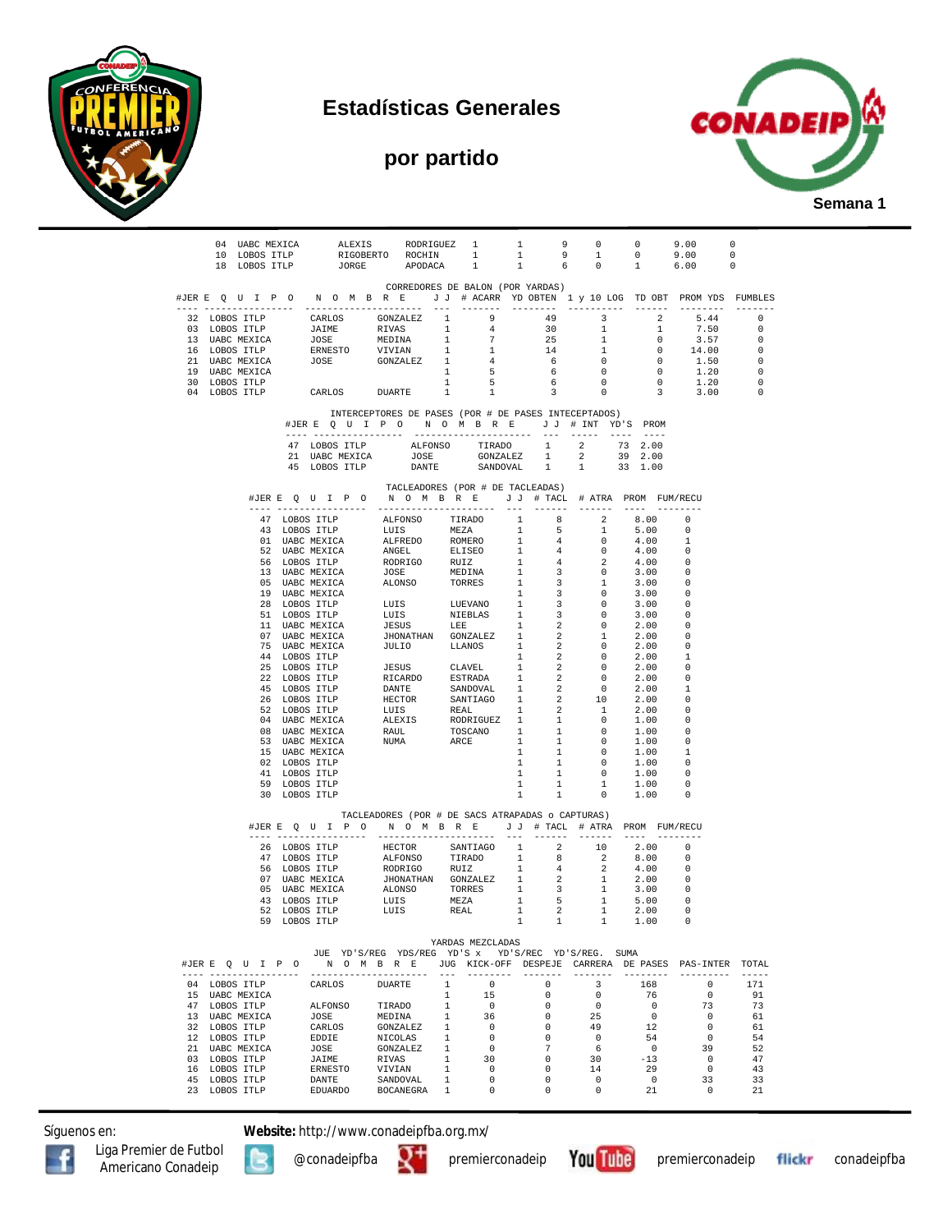# Estadísticas Generales

## por partido

Semana 1

| #JER | EQUIPO | NOMBRE | | JJ | | | | | PROM | |
|---|---|---|---|---|---|---|---|---|---|---|
| 04 | UABC MEXICA | ALEXIS | RODRIGUEZ | 1 | 1 | 9 | 0 | 0 | 9.00 | 0 |
| 10 | LOBOS ITLP | RIGOBERTO | ROCHIN | 1 | 1 | 9 | 1 | 0 | 9.00 | 0 |
| 18 | LOBOS ITLP | JORGE | APODACA | 1 | 1 | 6 | 0 | 1 | 6.00 | 0 |

### CORREDORES DE BALON (POR YARDAS)

| #JER | EQUIPO | NOMBRE | | JJ | # ACARR | YD OBTEN | 1 y 10 LOG | TD OBT | PROM YDS | FUMBLES |
|---|---|---|---|---|---|---|---|---|---|---|
| 32 | LOBOS ITLP | CARLOS | GONZALEZ | 1 | 9 | 49 | 3 | 2 | 5.44 | 0 |
| 03 | LOBOS ITLP | JAIME | RIVAS | 1 | 4 | 30 | 1 | 1 | 7.50 | 0 |
| 13 | UABC MEXICA | JOSE | MEDINA | 1 | 7 | 25 | 1 | 0 | 3.57 | 0 |
| 16 | LOBOS ITLP | ERNESTO | VIVIAN | 1 | 1 | 14 | 1 | 0 | 14.00 | 0 |
| 21 | UABC MEXICA | JOSE | GONZALEZ | 1 | 4 | 6 | 0 | 0 | 1.50 | 0 |
| 19 | UABC MEXICA | | | 1 | 5 | 6 | 0 | 0 | 1.20 | 0 |
| 30 | LOBOS ITLP | | | 1 | 5 | 6 | 0 | 0 | 1.20 | 0 |
| 04 | LOBOS ITLP | CARLOS | DUARTE | 1 | 1 | 3 | 0 | 3 | 3.00 | 0 |

### INTERCEPTORES DE PASES (POR # DE PASES INTECEPTADOS)

| #JER | EQUIPO | NOMBRE | | JJ | # INT | YD'S | PROM |
|---|---|---|---|---|---|---|---|
| 47 | LOBOS ITLP | ALFONSO | TIRADO | 1 | 2 | 73 | 2.00 |
| 21 | UABC MEXICA | JOSE | GONZALEZ | 1 | 2 | 39 | 2.00 |
| 45 | LOBOS ITLP | DANTE | SANDOVAL | 1 | 1 | 33 | 1.00 |

### TACLEADORES (POR # DE TACLEADAS)

| #JER | EQUIPO | NOMBRE | | JJ | # TACL | # ATRA | PROM | FUM/RECU |
|---|---|---|---|---|---|---|---|---|
| 47 | LOBOS ITLP | ALFONSO | TIRADO | 1 | 8 | 2 | 8.00 | 0 |
| 43 | LOBOS ITLP | LUIS | MEZA | 1 | 5 | 1 | 5.00 | 0 |
| 01 | UABC MEXICA | ALFREDO | ROMERO | 1 | 4 | 0 | 4.00 | 1 |
| 52 | UABC MEXICA | ANGEL | ELISEO | 1 | 4 | 0 | 4.00 | 0 |
| 56 | LOBOS ITLP | RODRIGO | RUIZ | 1 | 4 | 2 | 4.00 | 0 |
| 13 | UABC MEXICA | JOSE | MEDINA | 1 | 3 | 0 | 3.00 | 0 |
| 05 | UABC MEXICA | ALONSO | TORRES | 1 | 3 | 1 | 3.00 | 0 |
| 19 | UABC MEXICA | | | 1 | 3 | 0 | 3.00 | 0 |
| 28 | LOBOS ITLP | LUIS | LUEVANO | 1 | 3 | 0 | 3.00 | 0 |
| 51 | LOBOS ITLP | LUIS | NIEBLAS | 1 | 3 | 0 | 3.00 | 0 |
| 11 | UABC MEXICA | JESUS | LEE | 1 | 2 | 0 | 2.00 | 0 |
| 07 | UABC MEXICA | JHONATHAN | GONZALEZ | 1 | 2 | 1 | 2.00 | 0 |
| 75 | UABC MEXICA | JULIO | LLANOS | 1 | 2 | 0 | 2.00 | 0 |
| 44 | LOBOS ITLP | | | 1 | 2 | 0 | 2.00 | 1 |
| 25 | LOBOS ITLP | JESUS | CLAVEL | 1 | 2 | 0 | 2.00 | 0 |
| 22 | LOBOS ITLP | RICARDO | ESTRADA | 1 | 2 | 0 | 2.00 | 0 |
| 45 | LOBOS ITLP | DANTE | SANDOVAL | 1 | 2 | 0 | 2.00 | 1 |
| 26 | LOBOS ITLP | HECTOR | SANTIAGO | 1 | 2 | 10 | 2.00 | 0 |
| 52 | LOBOS ITLP | LUIS | REAL | 1 | 2 | 1 | 2.00 | 0 |
| 04 | UABC MEXICA | ALEXIS | RODRIGUEZ | 1 | 1 | 0 | 1.00 | 0 |
| 08 | UABC MEXICA | RAUL | TOSCANO | 1 | 1 | 0 | 1.00 | 0 |
| 53 | UABC MEXICA | NUMA | ARCE | 1 | 1 | 0 | 1.00 | 0 |
| 15 | UABC MEXICA | | | 1 | 1 | 0 | 1.00 | 1 |
| 02 | LOBOS ITLP | | | 1 | 1 | 0 | 1.00 | 0 |
| 41 | LOBOS ITLP | | | 1 | 1 | 0 | 1.00 | 0 |
| 59 | LOBOS ITLP | | | 1 | 1 | 1 | 1.00 | 0 |
| 30 | LOBOS ITLP | | | 1 | 1 | 0 | 1.00 | 0 |

### TACLEADORES (POR # DE SACS ATRAPADAS o CAPTURAS)

| #JER | EQUIPO | NOMBRE | | JJ | # TACL | # ATRA | PROM | FUM/RECU |
|---|---|---|---|---|---|---|---|---|
| 26 | LOBOS ITLP | HECTOR | SANTIAGO | 1 | 2 | 10 | 2.00 | 0 |
| 47 | LOBOS ITLP | ALFONSO | TIRADO | 1 | 8 | 2 | 8.00 | 0 |
| 56 | LOBOS ITLP | RODRIGO | RUIZ | 1 | 4 | 2 | 4.00 | 0 |
| 07 | UABC MEXICA | JHONATHAN | GONZALEZ | 1 | 2 | 1 | 2.00 | 0 |
| 05 | UABC MEXICA | ALONSO | TORRES | 1 | 3 | 1 | 3.00 | 0 |
| 43 | LOBOS ITLP | LUIS | MEZA | 1 | 5 | 1 | 5.00 | 0 |
| 52 | LOBOS ITLP | LUIS | REAL | 1 | 2 | 1 | 2.00 | 0 |
| 59 | LOBOS ITLP | | | 1 | 1 | 1 | 1.00 | 0 |

### YARDAS MEZCLADAS

| #JER | EQUIPO | NOMBRE | | JUE JUG | YD'S/REG KICK-OFF | YDS/REG DESPEJE | YD'S x CARRERA | YD'S/REC DE PASES | YD'S/REG. PAS-INTER | SUMA TOTAL |
|---|---|---|---|---|---|---|---|---|---|---|
| 04 | LOBOS ITLP | CARLOS | DUARTE | 1 | 0 | 0 | 3 | 168 | 0 | 171 |
| 15 | UABC MEXICA | | | 1 | 15 | 0 | 0 | 76 | 0 | 91 |
| 47 | LOBOS ITLP | ALFONSO | TIRADO | 1 | 0 | 0 | 0 | 0 | 73 | 73 |
| 13 | UABC MEXICA | JOSE | MEDINA | 1 | 36 | 0 | 25 | 0 | 0 | 61 |
| 32 | LOBOS ITLP | CARLOS | GONZALEZ | 1 | 0 | 0 | 49 | 12 | 0 | 61 |
| 12 | LOBOS ITLP | EDDIE | NICOLAS | 1 | 0 | 0 | 0 | 54 | 0 | 54 |
| 21 | UABC MEXICA | JOSE | GONZALEZ | 1 | 0 | 7 | 6 | 0 | 39 | 52 |
| 03 | LOBOS ITLP | JAIME | RIVAS | 1 | 30 | 0 | 30 | -13 | 0 | 47 |
| 16 | LOBOS ITLP | ERNESTO | VIVIAN | 1 | 0 | 0 | 14 | 29 | 0 | 43 |
| 45 | LOBOS ITLP | DANTE | SANDOVAL | 1 | 0 | 0 | 0 | 0 | 33 | 33 |
| 23 | LOBOS ITLP | EDUARDO | BOCANEGRA | 1 | 0 | 0 | 0 | 21 | 0 | 21 |

Síguenos en: **Website:** http://www.conadeipfba.org.mx/

Liga Premier de Futbol Americano Conadeip | @conadeipfba | premierconadeip | premierconadeip | conadeipfba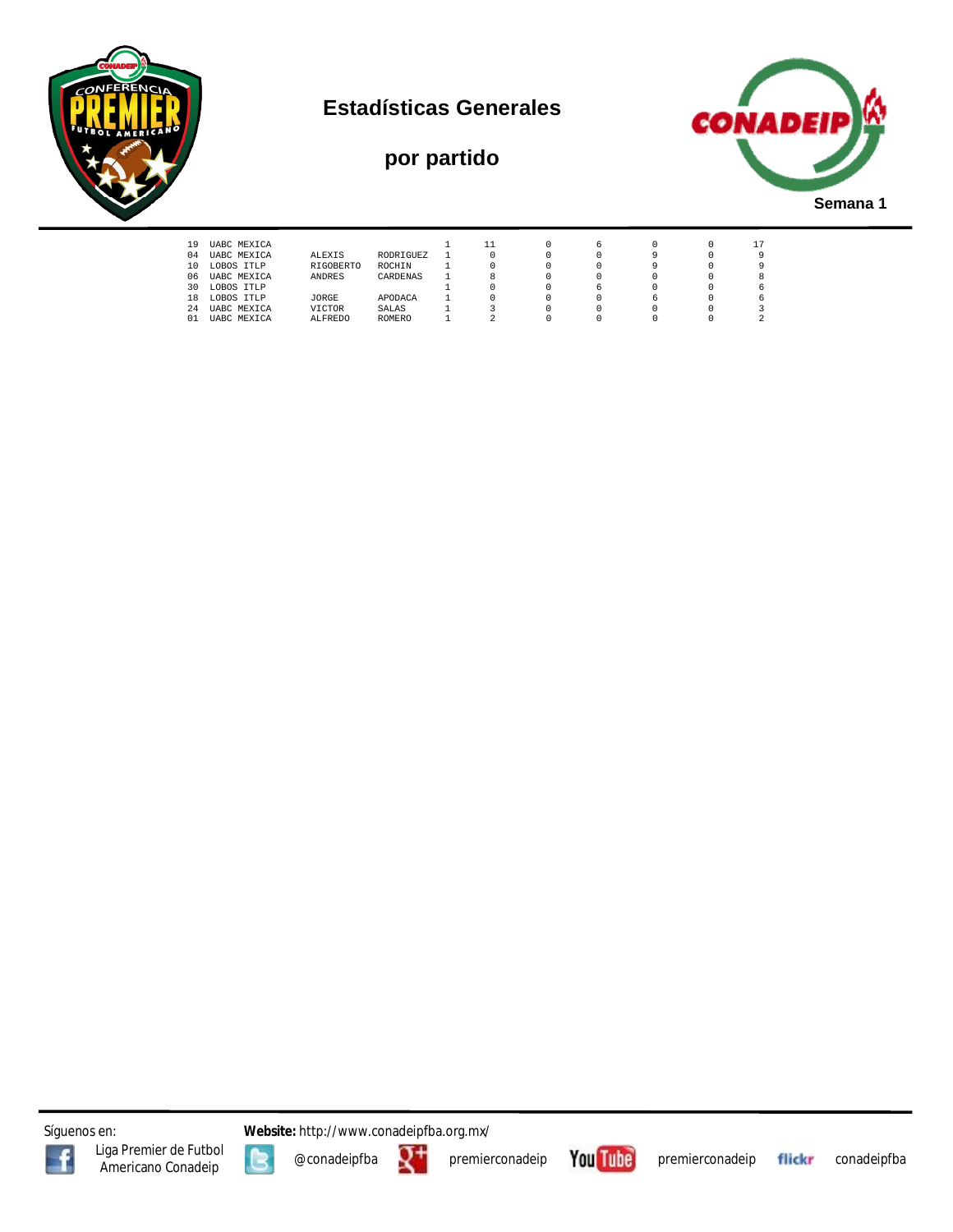# Estadísticas Generales

## por partido

**Semana 1**

| | | | | | | | | | | |
|---|---|---|---|---|---|---|---|---|---|---|
| 19 | UABC MEXICA | | | 1 | 11 | 0 | 6 | 0 | 0 | 17 |
| 04 | UABC MEXICA | ALEXIS | RODRIGUEZ | 1 | 0 | 0 | 0 | 9 | 0 | 9 |
| 10 | LOBOS ITLP | RIGOBERTO | ROCHIN | 1 | 0 | 0 | 0 | 9 | 0 | 9 |
| 06 | UABC MEXICA | ANDRES | CARDENAS | 1 | 8 | 0 | 0 | 0 | 0 | 8 |
| 30 | LOBOS ITLP | | | 1 | 0 | 0 | 6 | 0 | 0 | 6 |
| 18 | LOBOS ITLP | JORGE | APODACA | 1 | 0 | 0 | 0 | 6 | 0 | 6 |
| 24 | UABC MEXICA | VICTOR | SALAS | 1 | 3 | 0 | 0 | 0 | 0 | 3 |
| 01 | UABC MEXICA | ALFREDO | ROMERO | 1 | 2 | 0 | 0 | 0 | 0 | 2 |

Síguenos en: Liga Premier de Futbol Americano Conadeip

**Website:** http://www.conadeipfba.org.mx/

@conadeipfba premierconadeip premierconadeip conadeipfba